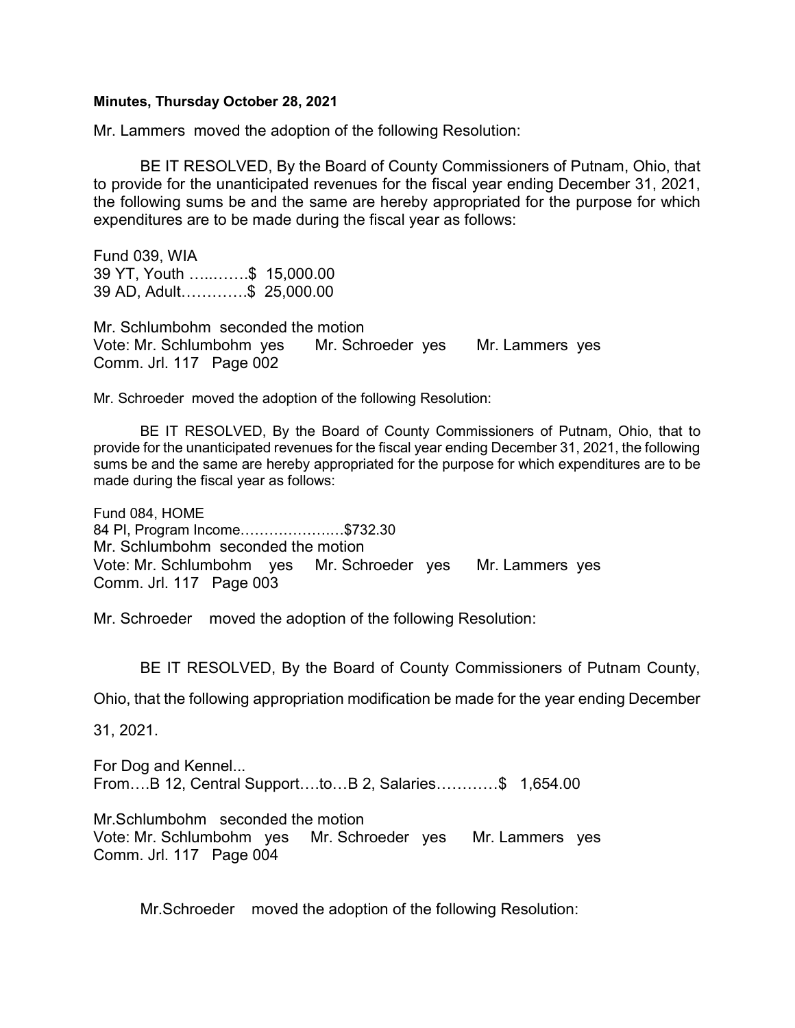**Minutes, Thursday October 28, 2021**

Mr. Lammers moved the adoption of the following Resolution:

BE IT RESOLVED, By the Board of County Commissioners of Putnam, Ohio, that to provide for the unanticipated revenues for the fiscal year ending December 31, 2021, the following sums be and the same are hereby appropriated for the purpose for which expenditures are to be made during the fiscal year as follows:

Fund 039, WIA
39 YT, Youth ………..$ 15,000.00
39 AD, Adult………….$ 25,000.00

Mr. Schlumbohm seconded the motion
Vote: Mr. Schlumbohm yes Mr. Schroeder yes Mr. Lammers yes
Comm. Jrl. 117 Page 002

Mr. Schroeder moved the adoption of the following Resolution:

BE IT RESOLVED, By the Board of County Commissioners of Putnam, Ohio, that to provide for the unanticipated revenues for the fiscal year ending December 31, 2021, the following sums be and the same are hereby appropriated for the purpose for which expenditures are to be made during the fiscal year as follows:

Fund 084, HOME
84 PI, Program Income………………..$732.30
Mr. Schlumbohm seconded the motion
Vote: Mr. Schlumbohm yes Mr. Schroeder yes Mr. Lammers yes
Comm. Jrl. 117 Page 003

Mr. Schroeder moved the adoption of the following Resolution:

BE IT RESOLVED, By the Board of County Commissioners of Putnam County, Ohio, that the following appropriation modification be made for the year ending December 31, 2021.

For Dog and Kennel...
From….B 12, Central Support….to…B 2, Salaries…………$ 1,654.00

Mr.Schlumbohm seconded the motion
Vote: Mr. Schlumbohm yes Mr. Schroeder yes Mr. Lammers yes
Comm. Jrl. 117 Page 004

Mr.Schroeder moved the adoption of the following Resolution: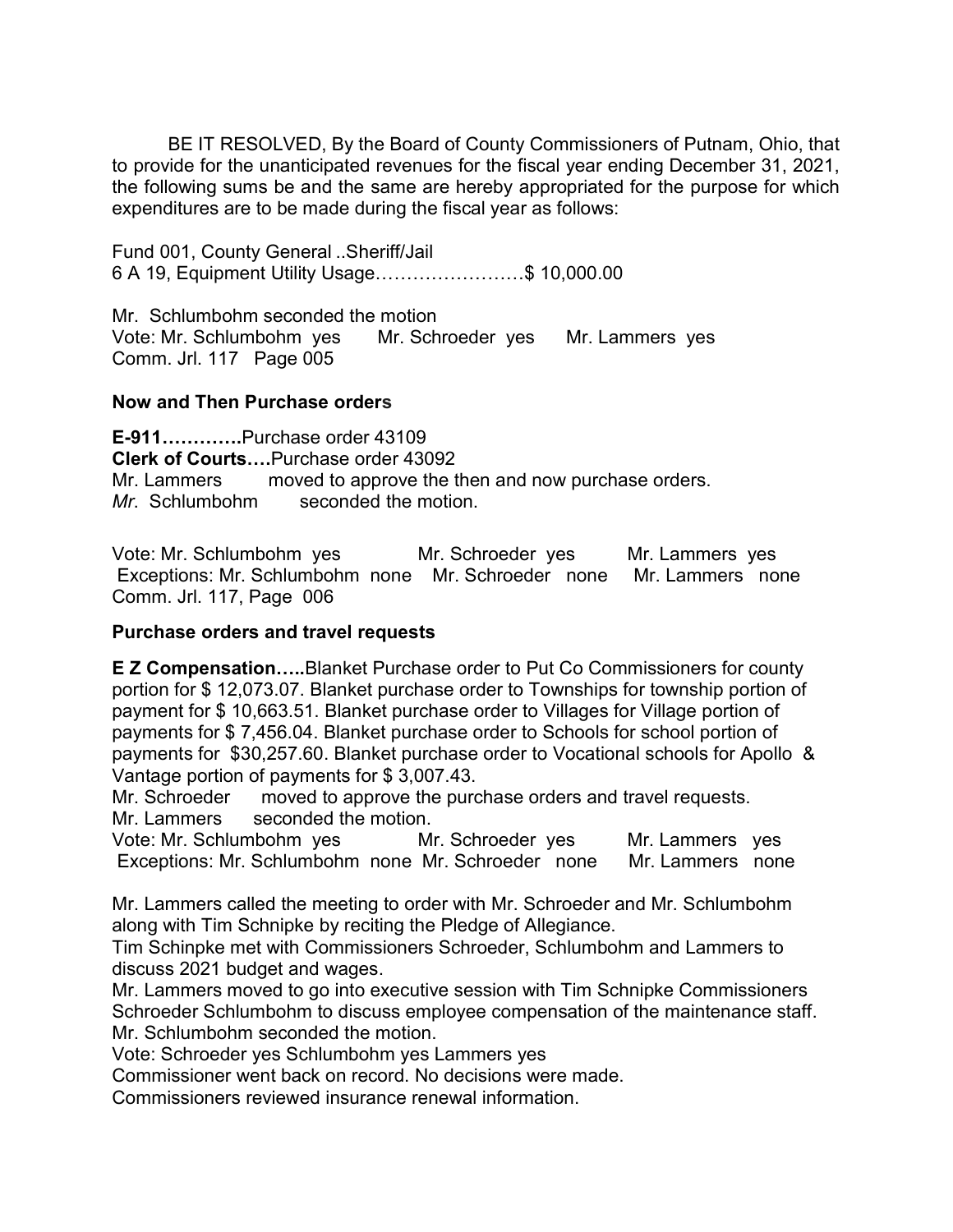BE IT RESOLVED, By the Board of County Commissioners of Putnam, Ohio, that to provide for the unanticipated revenues for the fiscal year ending December 31, 2021, the following sums be and the same are hereby appropriated for the purpose for which expenditures are to be made during the fiscal year as follows:

Fund 001, County General ..Sheriff/Jail
6 A 19, Equipment Utility Usage……………………$ 10,000.00

Mr. Schlumbohm seconded the motion
Vote: Mr. Schlumbohm yes  Mr. Schroeder yes  Mr. Lammers yes
Comm. Jrl. 117 Page 005

**Now and Then Purchase orders**

**E-911………….**Purchase order 43109
**Clerk of Courts….**Purchase order 43092
Mr. Lammers  moved to approve the then and now purchase orders.
*Mr.* Schlumbohm  seconded the motion.

Vote: Mr. Schlumbohm yes  Mr. Schroeder yes  Mr. Lammers yes
Exceptions: Mr. Schlumbohm none  Mr. Schroeder none  Mr. Lammers none
Comm. Jrl. 117, Page 006

**Purchase orders and travel requests**

**E Z Compensation…..**Blanket Purchase order to Put Co Commissioners for county portion for $ 12,073.07. Blanket purchase order to Townships for township portion of payment for $ 10,663.51. Blanket purchase order to Villages for Village portion of payments for $ 7,456.04. Blanket purchase order to Schools for school portion of payments for $30,257.60. Blanket purchase order to Vocational schools for Apollo & Vantage portion of payments for $ 3,007.43.
Mr. Schroeder  moved to approve the purchase orders and travel requests.
Mr. Lammers  seconded the motion.
Vote: Mr. Schlumbohm yes  Mr. Schroeder yes  Mr. Lammers yes
Exceptions: Mr. Schlumbohm none Mr. Schroeder none  Mr. Lammers none

Mr. Lammers called the meeting to order with Mr. Schroeder and Mr. Schlumbohm along with Tim Schnipke by reciting the Pledge of Allegiance.
Tim Schinpke met with Commissioners Schroeder, Schlumbohm and Lammers to discuss 2021 budget and wages.
Mr. Lammers moved to go into executive session with Tim Schnipke Commissioners Schroeder Schlumbohm to discuss employee compensation of the maintenance staff.
Mr. Schlumbohm seconded the motion.
Vote: Schroeder yes Schlumbohm yes Lammers yes
Commissioner went back on record. No decisions were made.
Commissioners reviewed insurance renewal information.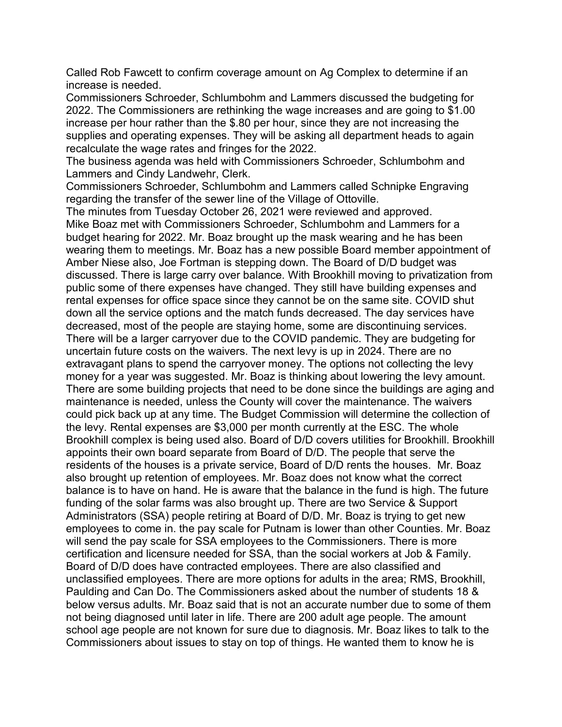Called Rob Fawcett to confirm coverage amount on Ag Complex to determine if an increase is needed.

Commissioners Schroeder, Schlumbohm and Lammers discussed the budgeting for 2022. The Commissioners are rethinking the wage increases and are going to $1.00 increase per hour rather than the $.80 per hour, since they are not increasing the supplies and operating expenses. They will be asking all department heads to again recalculate the wage rates and fringes for the 2022.

The business agenda was held with Commissioners Schroeder, Schlumbohm and Lammers and Cindy Landwehr, Clerk.

Commissioners Schroeder, Schlumbohm and Lammers called Schnipke Engraving regarding the transfer of the sewer line of the Village of Ottoville.

The minutes from Tuesday October 26, 2021 were reviewed and approved.

Mike Boaz met with Commissioners Schroeder, Schlumbohm and Lammers for a budget hearing for 2022. Mr. Boaz brought up the mask wearing and he has been wearing them to meetings. Mr. Boaz has a new possible Board member appointment of Amber Niese also, Joe Fortman is stepping down. The Board of D/D budget was discussed. There is large carry over balance. With Brookhill moving to privatization from public some of there expenses have changed. They still have building expenses and rental expenses for office space since they cannot be on the same site. COVID shut down all the service options and the match funds decreased. The day services have decreased, most of the people are staying home, some are discontinuing services. There will be a larger carryover due to the COVID pandemic. They are budgeting for uncertain future costs on the waivers. The next levy is up in 2024. There are no extravagant plans to spend the carryover money. The options not collecting the levy money for a year was suggested. Mr. Boaz is thinking about lowering the levy amount. There are some building projects that need to be done since the buildings are aging and maintenance is needed, unless the County will cover the maintenance. The waivers could pick back up at any time. The Budget Commission will determine the collection of the levy. Rental expenses are $3,000 per month currently at the ESC. The whole Brookhill complex is being used also. Board of D/D covers utilities for Brookhill. Brookhill appoints their own board separate from Board of D/D. The people that serve the residents of the houses is a private service, Board of D/D rents the houses. Mr. Boaz also brought up retention of employees. Mr. Boaz does not know what the correct balance is to have on hand. He is aware that the balance in the fund is high. The future funding of the solar farms was also brought up. There are two Service & Support Administrators (SSA) people retiring at Board of D/D. Mr. Boaz is trying to get new employees to come in. the pay scale for Putnam is lower than other Counties. Mr. Boaz will send the pay scale for SSA employees to the Commissioners. There is more certification and licensure needed for SSA, than the social workers at Job & Family. Board of D/D does have contracted employees. There are also classified and unclassified employees. There are more options for adults in the area; RMS, Brookhill, Paulding and Can Do. The Commissioners asked about the number of students 18 & below versus adults. Mr. Boaz said that is not an accurate number due to some of them not being diagnosed until later in life. There are 200 adult age people. The amount school age people are not known for sure due to diagnosis. Mr. Boaz likes to talk to the Commissioners about issues to stay on top of things. He wanted them to know he is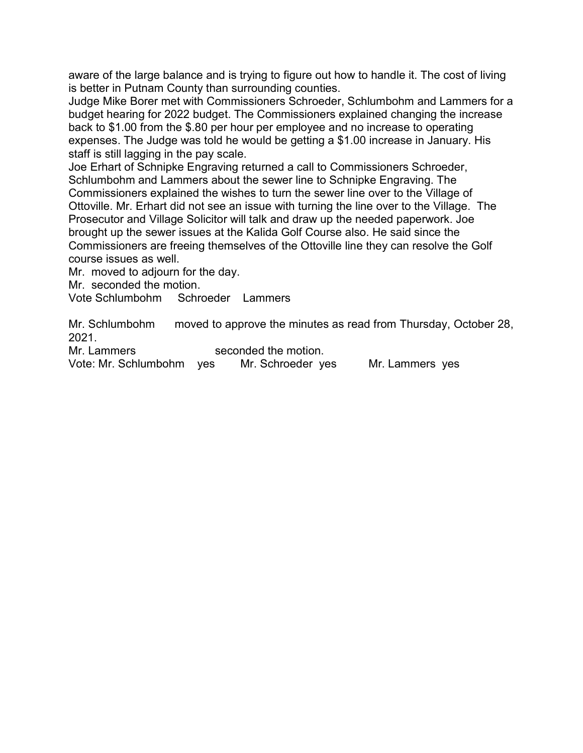aware of the large balance and is trying to figure out how to handle it. The cost of living is better in Putnam County than surrounding counties.

Judge Mike Borer met with Commissioners Schroeder, Schlumbohm and Lammers for a budget hearing for 2022 budget. The Commissioners explained changing the increase back to $1.00 from the $.80 per hour per employee and no increase to operating expenses. The Judge was told he would be getting a $1.00 increase in January. His staff is still lagging in the pay scale.

Joe Erhart of Schnipke Engraving returned a call to Commissioners Schroeder, Schlumbohm and Lammers about the sewer line to Schnipke Engraving. The Commissioners explained the wishes to turn the sewer line over to the Village of Ottoville. Mr. Erhart did not see an issue with turning the line over to the Village. The Prosecutor and Village Solicitor will talk and draw up the needed paperwork. Joe brought up the sewer issues at the Kalida Golf Course also. He said since the Commissioners are freeing themselves of the Ottoville line they can resolve the Golf course issues as well.

Mr. moved to adjourn for the day.

Mr. seconded the motion.

Vote Schlumbohm Schroeder Lammers

Mr. Schlumbohm moved to approve the minutes as read from Thursday, October 28, 2021.

Mr. Lammers seconded the motion.

Vote: Mr. Schlumbohm yes Mr. Schroeder yes Mr. Lammers yes